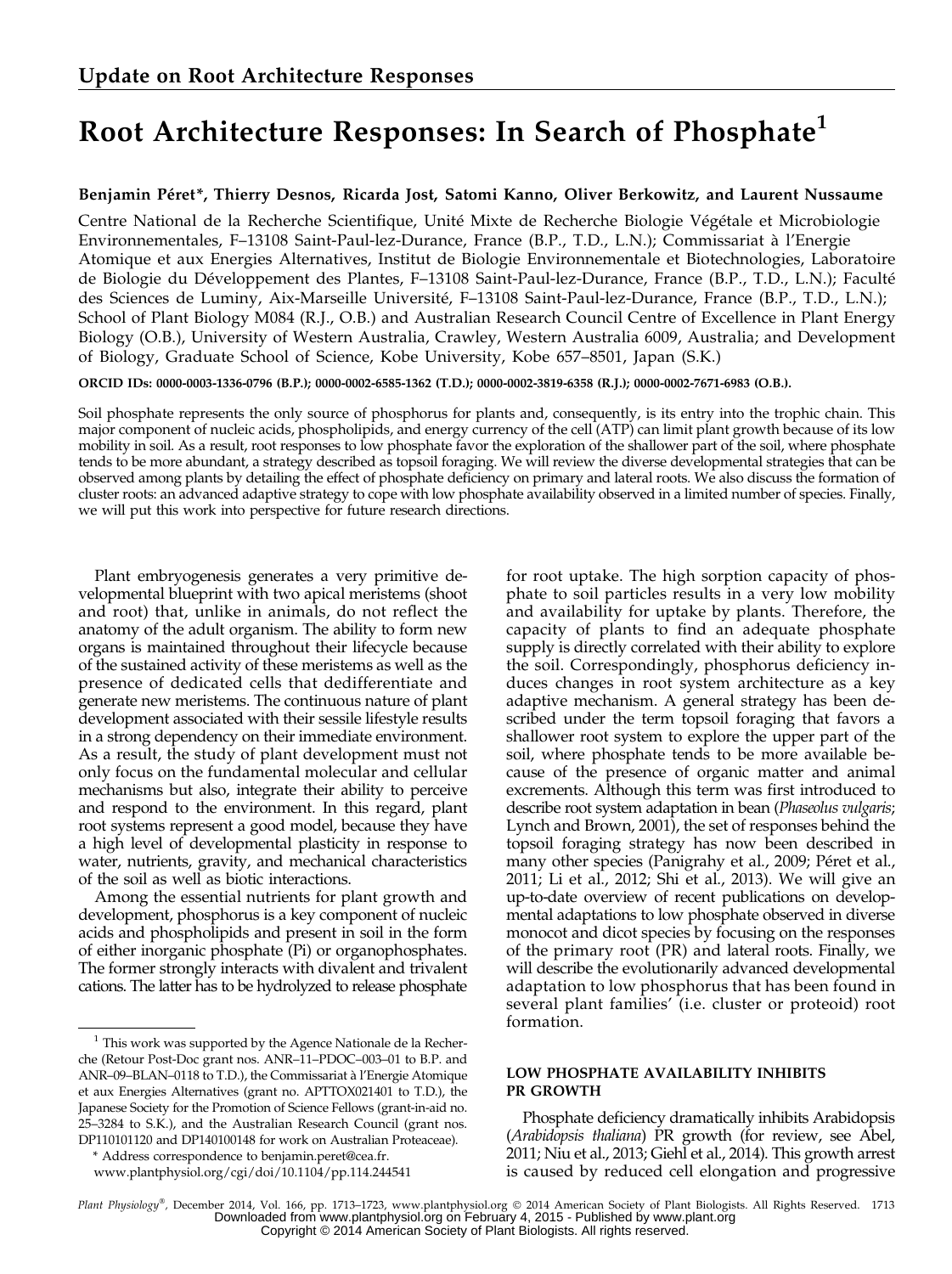## Update on Root Architecture Responses

# Root Architecture Responses: In Search of Phosphate[1]

**Benjamin Péret*, Thierry Desnos, Ricarda Jost, Satomi Kanno, Oliver Berkowitz, and Laurent Nussaume**

Centre National de la Recherche Scientifique, Unité Mixte de Recherche Biologie Végétale et Microbiologie Environnementales, F–13108 Saint-Paul-lez-Durance, France (B.P., T.D., L.N.); Commissariat à l'Energie Atomique et aux Energies Alternatives, Institut de Biologie Environnementale et Biotechnologies, Laboratoire de Biologie du Développement des Plantes, F–13108 Saint-Paul-lez-Durance, France (B.P., T.D., L.N.); Faculté des Sciences de Luminy, Aix-Marseille Université, F–13108 Saint-Paul-lez-Durance, France (B.P., T.D., L.N.); School of Plant Biology M084 (R.J., O.B.) and Australian Research Council Centre of Excellence in Plant Energy Biology (O.B.), University of Western Australia, Crawley, Western Australia 6009, Australia; and Development of Biology, Graduate School of Science, Kobe University, Kobe 657–8501, Japan (S.K.)

**ORCID IDs:** 0000-0003-1336-0796 (B.P.); 0000-0002-6585-1362 (T.D.); 0000-0002-3819-6358 (R.J.); 0000-0002-7671-6983 (O.B.).

Soil phosphate represents the only source of phosphorus for plants and, consequently, is its entry into the trophic chain. This major component of nucleic acids, phospholipids, and energy currency of the cell (ATP) can limit plant growth because of its low mobility in soil. As a result, root responses to low phosphate favor the exploration of the shallower part of the soil, where phosphate tends to be more abundant, a strategy described as topsoil foraging. We will review the diverse developmental strategies that can be observed among plants by detailing the effect of phosphate deficiency on primary and lateral roots. We also discuss the formation of cluster roots: an advanced adaptive strategy to cope with low phosphate availability observed in a limited number of species. Finally, we will put this work into perspective for future research directions.

Plant embryogenesis generates a very primitive developmental blueprint with two apical meristems (shoot and root) that, unlike in animals, do not reflect the anatomy of the adult organism. The ability to form new organs is maintained throughout their lifecycle because of the sustained activity of these meristems as well as the presence of dedicated cells that dedifferentiate and generate new meristems. The continuous nature of plant development associated with their sessile lifestyle results in a strong dependency on their immediate environment. As a result, the study of plant development must not only focus on the fundamental molecular and cellular mechanisms but also, integrate their ability to perceive and respond to the environment. In this regard, plant root systems represent a good model, because they have a high level of developmental plasticity in response to water, nutrients, gravity, and mechanical characteristics of the soil as well as biotic interactions.

Among the essential nutrients for plant growth and development, phosphorus is a key component of nucleic acids and phospholipids and present in soil in the form of either inorganic phosphate (Pi) or organophosphates. The former strongly interacts with divalent and trivalent cations. The latter has to be hydrolyzed to release phosphate for root uptake. The high sorption capacity of phosphate to soil particles results in a very low mobility and availability for uptake by plants. Therefore, the capacity of plants to find an adequate phosphate supply is directly correlated with their ability to explore the soil. Correspondingly, phosphorus deficiency induces changes in root system architecture as a key adaptive mechanism. A general strategy has been described under the term topsoil foraging that favors a shallower root system to explore the upper part of the soil, where phosphate tends to be more available because of the presence of organic matter and animal excrements. Although this term was first introduced to describe root system adaptation in bean (*Phaseolus vulgaris*; Lynch and Brown, 2001), the set of responses behind the topsoil foraging strategy has now been described in many other species (Panigrahy et al., 2009; Péret et al., 2011; Li et al., 2012; Shi et al., 2013). We will give an up-to-date overview of recent publications on developmental adaptations to low phosphate observed in diverse monocot and dicot species by focusing on the responses of the primary root (PR) and lateral roots. Finally, we will describe the evolutionarily advanced developmental adaptation to low phosphorus that has been found in several plant families' (i.e. cluster or proteoid) root formation.

## LOW PHOSPHATE AVAILABILITY INHIBITS PR GROWTH

Phosphate deficiency dramatically inhibits Arabidopsis (*Arabidopsis thaliana*) PR growth (for review, see Abel, 2011; Niu et al., 2013; Giehl et al., 2014). This growth arrest is caused by reduced cell elongation and progressive

[1] This work was supported by the Agence Nationale de la Recherche (Retour Post-Doc grant nos. ANR–11–PDOC–003–01 to B.P. and ANR–09–BLAN–0118 to T.D.), the Commissariat à l'Energie Atomique et aux Energies Alternatives (grant no. APTTOX021401 to T.D.), the Japanese Society for the Promotion of Science Fellows (grant-in-aid no. 25–3284 to S.K.), and the Australian Research Council (grant nos. DP110101120 and DP140100148 for work on Australian Proteaceae).

\* Address correspondence to benjamin.peret@cea.fr.

www.plantphysiol.org/cgi/doi/10.1104/pp.114.244541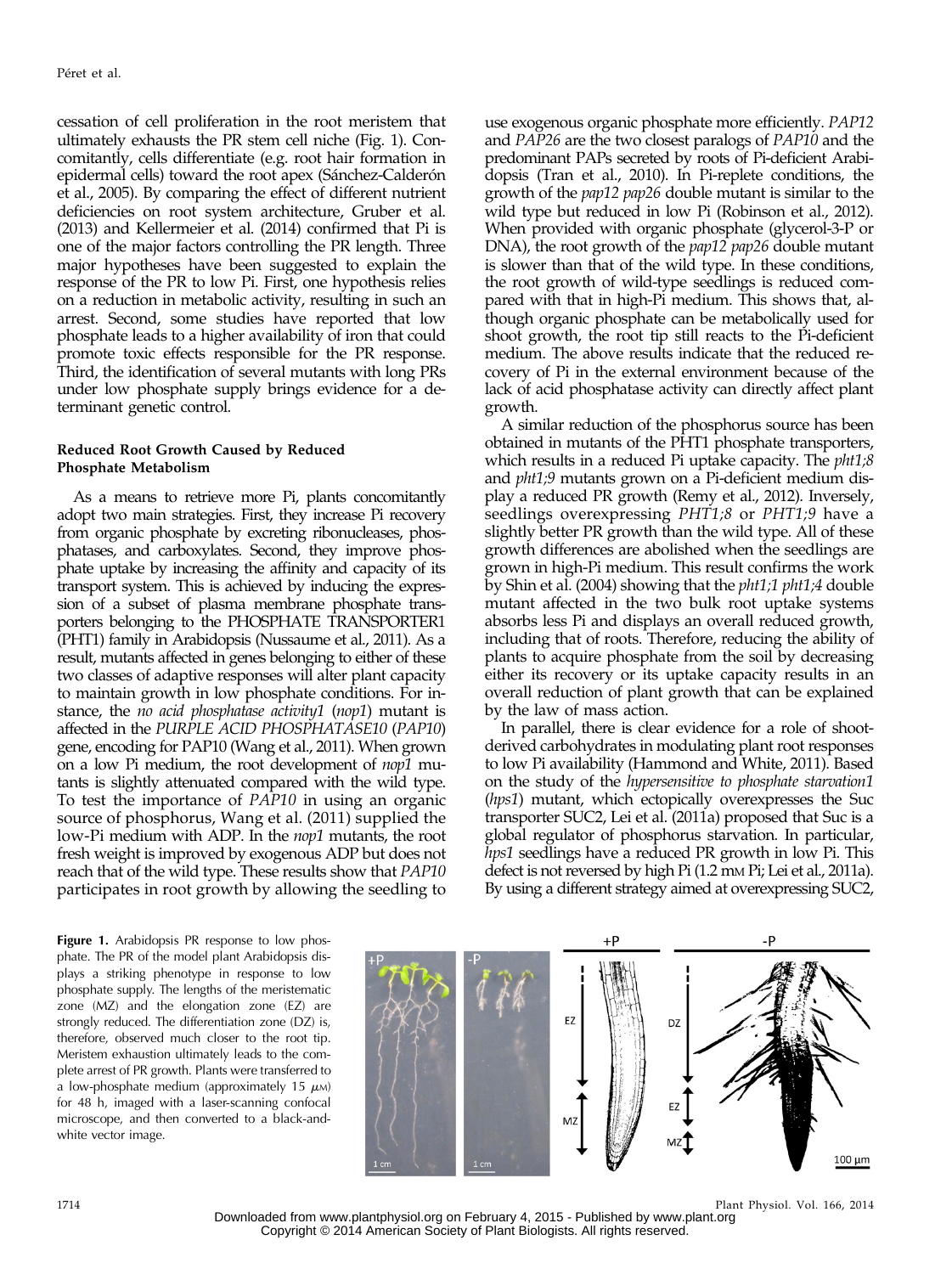cessation of cell proliferation in the root meristem that ultimately exhausts the PR stem cell niche (Fig. 1). Concomitantly, cells differentiate (e.g. root hair formation in epidermal cells) toward the root apex (Sánchez-Calderón et al., 2005). By comparing the effect of different nutrient deficiencies on root system architecture, Gruber et al. (2013) and Kellermeier et al. (2014) confirmed that Pi is one of the major factors controlling the PR length. Three major hypotheses have been suggested to explain the response of the PR to low Pi. First, one hypothesis relies on a reduction in metabolic activity, resulting in such an arrest. Second, some studies have reported that low phosphate leads to a higher availability of iron that could promote toxic effects responsible for the PR response. Third, the identification of several mutants with long PRs under low phosphate supply brings evidence for a determinant genetic control.

### Reduced Root Growth Caused by Reduced Phosphate Metabolism

As a means to retrieve more Pi, plants concomitantly adopt two main strategies. First, they increase Pi recovery from organic phosphate by excreting ribonucleases, phosphatases, and carboxylates. Second, they improve phosphate uptake by increasing the affinity and capacity of its transport system. This is achieved by inducing the expression of a subset of plasma membrane phosphate transporters belonging to the PHOSPHATE TRANSPORTER1 (PHT1) family in Arabidopsis (Nussaume et al., 2011). As a result, mutants affected in genes belonging to either of these two classes of adaptive responses will alter plant capacity to maintain growth in low phosphate conditions. For instance, the *no acid phosphatase activity1* (*nop1*) mutant is affected in the *PURPLE ACID PHOSPHATASE10* (*PAP10*) gene, encoding for PAP10 (Wang et al., 2011). When grown on a low Pi medium, the root development of *nop1* mutants is slightly attenuated compared with the wild type. To test the importance of *PAP10* in using an organic source of phosphorus, Wang et al. (2011) supplied the low-Pi medium with ADP. In the *nop1* mutants, the root fresh weight is improved by exogenous ADP but does not reach that of the wild type. These results show that *PAP10* participates in root growth by allowing the seedling to use exogenous organic phosphate more efficiently. *PAP12* and *PAP26* are the two closest paralogs of *PAP10* and the predominant PAPs secreted by roots of Pi-deficient Arabidopsis (Tran et al., 2010). In Pi-replete conditions, the growth of the *pap12 pap26* double mutant is similar to the wild type but reduced in low Pi (Robinson et al., 2012). When provided with organic phosphate (glycerol-3-P or DNA), the root growth of the *pap12 pap26* double mutant is slower than that of the wild type. In these conditions, the root growth of wild-type seedlings is reduced compared with that in high-Pi medium. This shows that, although organic phosphate can be metabolically used for shoot growth, the root tip still reacts to the Pi-deficient medium. The above results indicate that the reduced recovery of Pi in the external environment because of the lack of acid phosphatase activity can directly affect plant growth.

A similar reduction of the phosphorus source has been obtained in mutants of the PHT1 phosphate transporters, which results in a reduced Pi uptake capacity. The *pht1;8* and *pht1;9* mutants grown on a Pi-deficient medium display a reduced PR growth (Remy et al., 2012). Inversely, seedlings overexpressing *PHT1;8* or *PHT1;9* have a slightly better PR growth than the wild type. All of these growth differences are abolished when the seedlings are grown in high-Pi medium. This result confirms the work by Shin et al. (2004) showing that the *pht1;1 pht1;4* double mutant affected in the two bulk root uptake systems absorbs less Pi and displays an overall reduced growth, including that of roots. Therefore, reducing the ability of plants to acquire phosphate from the soil by decreasing either its recovery or its uptake capacity results in an overall reduction of plant growth that can be explained by the law of mass action.

In parallel, there is clear evidence for a role of shoot-derived carbohydrates in modulating plant root responses to low Pi availability (Hammond and White, 2011). Based on the study of the *hypersensitive to phosphate starvation1* (*hps1*) mutant, which ectopically overexpresses the Suc transporter SUC2, Lei et al. (2011a) proposed that Suc is a global regulator of phosphorus starvation. In particular, *hps1* seedlings have a reduced PR growth in low Pi. This defect is not reversed by high Pi (1.2 mM Pi; Lei et al., 2011a). By using a different strategy aimed at overexpressing SUC2,

**Figure 1.** Arabidopsis PR response to low phosphate. The PR of the model plant Arabidopsis displays a striking phenotype in response to low phosphate supply. The lengths of the meristematic zone (MZ) and the elongation zone (EZ) are strongly reduced. The differentiation zone (DZ) is, therefore, observed much closer to the root tip. Meristem exhaustion ultimately leads to the complete arrest of PR growth. Plants were transferred to a low-phosphate medium (approximately 15 $\mu$M) for 48 h, imaged with a laser-scanning confocal microscope, and then converted to a black-and-white vector image.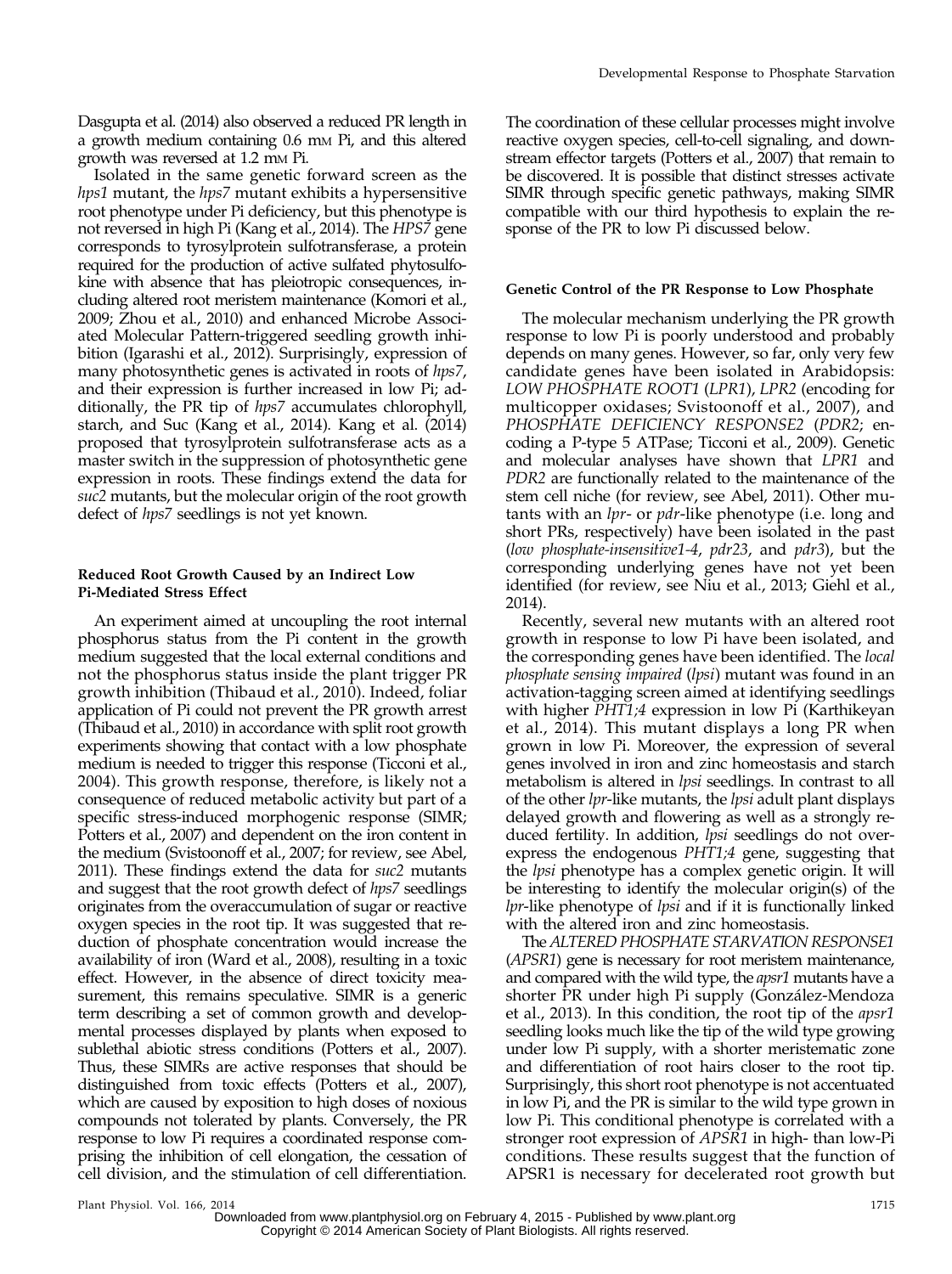Dasgupta et al. (2014) also observed a reduced PR length in a growth medium containing 0.6 mM Pi, and this altered growth was reversed at 1.2 mM Pi.

Isolated in the same genetic forward screen as the *hps1* mutant, the *hps7* mutant exhibits a hypersensitive root phenotype under Pi deficiency, but this phenotype is not reversed in high Pi (Kang et al., 2014). The *HPS7* gene corresponds to tyrosylprotein sulfotransferase, a protein required for the production of active sulfated phytosulfokine with absence that has pleiotropic consequences, including altered root meristem maintenance (Komori et al., 2009; Zhou et al., 2010) and enhanced Microbe Associated Molecular Pattern-triggered seedling growth inhibition (Igarashi et al., 2012). Surprisingly, expression of many photosynthetic genes is activated in roots of *hps7*, and their expression is further increased in low Pi; additionally, the PR tip of *hps7* accumulates chlorophyll, starch, and Suc (Kang et al., 2014). Kang et al. (2014) proposed that tyrosylprotein sulfotransferase acts as a master switch in the suppression of photosynthetic gene expression in roots. These findings extend the data for *suc2* mutants, but the molecular origin of the root growth defect of *hps7* seedlings is not yet known.

### Reduced Root Growth Caused by an Indirect Low Pi-Mediated Stress Effect

An experiment aimed at uncoupling the root internal phosphorus status from the Pi content in the growth medium suggested that the local external conditions and not the phosphorus status inside the plant trigger PR growth inhibition (Thibaud et al., 2010). Indeed, foliar application of Pi could not prevent the PR growth arrest (Thibaud et al., 2010) in accordance with split root growth experiments showing that contact with a low phosphate medium is needed to trigger this response (Ticconi et al., 2004). This growth response, therefore, is likely not a consequence of reduced metabolic activity but part of a specific stress-induced morphogenic response (SIMR; Potters et al., 2007) and dependent on the iron content in the medium (Svistoonoff et al., 2007; for review, see Abel, 2011). These findings extend the data for *suc2* mutants and suggest that the root growth defect of *hps7* seedlings originates from the overaccumulation of sugar or reactive oxygen species in the root tip. It was suggested that reduction of phosphate concentration would increase the availability of iron (Ward et al., 2008), resulting in a toxic effect. However, in the absence of direct toxicity measurement, this remains speculative. SIMR is a generic term describing a set of common growth and developmental processes displayed by plants when exposed to sublethal abiotic stress conditions (Potters et al., 2007). Thus, these SIMRs are active responses that should be distinguished from toxic effects (Potters et al., 2007), which are caused by exposition to high doses of noxious compounds not tolerated by plants. Conversely, the PR response to low Pi requires a coordinated response comprising the inhibition of cell elongation, the cessation of cell division, and the stimulation of cell differentiation. The coordination of these cellular processes might involve reactive oxygen species, cell-to-cell signaling, and downstream effector targets (Potters et al., 2007) that remain to be discovered. It is possible that distinct stresses activate SIMR through specific genetic pathways, making SIMR compatible with our third hypothesis to explain the response of the PR to low Pi discussed below.

### Genetic Control of the PR Response to Low Phosphate

The molecular mechanism underlying the PR growth response to low Pi is poorly understood and probably depends on many genes. However, so far, only very few candidate genes have been isolated in Arabidopsis: *LOW PHOSPHATE ROOT1* (*LPR1*), *LPR2* (encoding for multicopper oxidases; Svistoonoff et al., 2007), and *PHOSPHATE DEFICIENCY RESPONSE2* (*PDR2*; encoding a P-type 5 ATPase; Ticconi et al., 2009). Genetic and molecular analyses have shown that *LPR1* and *PDR2* are functionally related to the maintenance of the stem cell niche (for review, see Abel, 2011). Other mutants with an *lpr*- or *pdr*-like phenotype (i.e. long and short PRs, respectively) have been isolated in the past (*low phosphate-insensitive1-4*, *pdr23*, and *pdr3*), but the corresponding underlying genes have not yet been identified (for review, see Niu et al., 2013; Giehl et al., 2014).

Recently, several new mutants with an altered root growth in response to low Pi have been isolated, and the corresponding genes have been identified. The *local phosphate sensing impaired* (*lpsi*) mutant was found in an activation-tagging screen aimed at identifying seedlings with higher *PHT1;4* expression in low Pi (Karthikeyan et al., 2014). This mutant displays a long PR when grown in low Pi. Moreover, the expression of several genes involved in iron and zinc homeostasis and starch metabolism is altered in *lpsi* seedlings. In contrast to all of the other *lpr*-like mutants, the *lpsi* adult plant displays delayed growth and flowering as well as a strongly reduced fertility. In addition, *lpsi* seedlings do not overexpress the endogenous *PHT1;4* gene, suggesting that the *lpsi* phenotype has a complex genetic origin. It will be interesting to identify the molecular origin(s) of the *lpr*-like phenotype of *lpsi* and if it is functionally linked with the altered iron and zinc homeostasis.

The *ALTERED PHOSPHATE STARVATION RESPONSE1* (*APSR1*) gene is necessary for root meristem maintenance, and compared with the wild type, the *apsr1* mutants have a shorter PR under high Pi supply (González-Mendoza et al., 2013). In this condition, the root tip of the *apsr1* seedling looks much like the tip of the wild type growing under low Pi supply, with a shorter meristematic zone and differentiation of root hairs closer to the root tip. Surprisingly, this short root phenotype is not accentuated in low Pi, and the PR is similar to the wild type grown in low Pi. This conditional phenotype is correlated with a stronger root expression of *APSR1* in high- than low-Pi conditions. These results suggest that the function of APSR1 is necessary for decelerated root growth but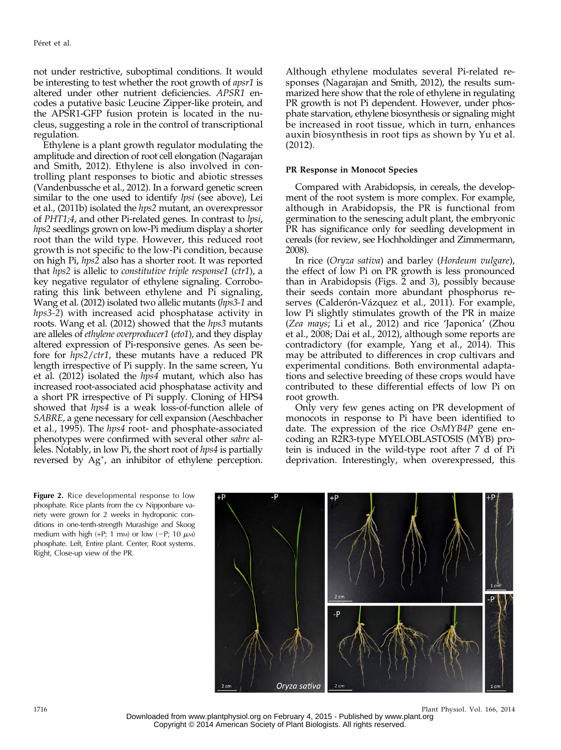not under restrictive, suboptimal conditions. It would be interesting to test whether the root growth of *apsr1* is altered under other nutrient deficiencies. *APSR1* encodes a putative basic Leucine Zipper-like protein, and the APSR1-GFP fusion protein is located in the nucleus, suggesting a role in the control of transcriptional regulation.

Ethylene is a plant growth regulator modulating the amplitude and direction of root cell elongation (Nagarajan and Smith, 2012). Ethylene is also involved in controlling plant responses to biotic and abiotic stresses (Vandenbussche et al., 2012). In a forward genetic screen similar to the one used to identify *lpsi* (see above), Lei et al., (2011b) isolated the *hps2* mutant, an overexpressor of *PHT1;4*, and other Pi-related genes. In contrast to *lpsi*, *hps2* seedlings grown on low-Pi medium display a shorter root than the wild type. However, this reduced root growth is not specific to the low-Pi condition, because on high Pi, *hps2* also has a shorter root. It was reported that *hps2* is allelic to *constitutive triple response1* (*ctr1*), a key negative regulator of ethylene signaling. Corroborating this link between ethylene and Pi signaling, Wang et al. (2012) isolated two allelic mutants (*hps3-1* and *hps3-2*) with increased acid phosphatase activity in roots. Wang et al. (2012) showed that the *hps3* mutants are alleles of *ethylene overproducer1* (*eto1*), and they display altered expression of Pi-responsive genes. As seen before for *hps2*/*ctr1*, these mutants have a reduced PR length irrespective of Pi supply. In the same screen, Yu et al. (2012) isolated the *hps4* mutant, which also has increased root-associated acid phosphatase activity and a short PR irrespective of Pi supply. Cloning of HPS4 showed that *hps4* is a weak loss-of-function allele of *SABRE*, a gene necessary for cell expansion (Aeschbacher et al., 1995). The *hps4* root- and phosphate-associated phenotypes were confirmed with several other *sabre* alleles. Notably, in low Pi, the short root of *hps4* is partially reversed by $Ag^{+}$, an inhibitor of ethylene perception. Although ethylene modulates several Pi-related responses (Nagarajan and Smith, 2012), the results summarized here show that the role of ethylene in regulating PR growth is not Pi dependent. However, under phosphate starvation, ethylene biosynthesis or signaling might be increased in root tissue, which in turn, enhances auxin biosynthesis in root tips as shown by Yu et al. (2012).

### PR Response in Monocot Species

Compared with Arabidopsis, in cereals, the development of the root system is more complex. For example, although in Arabidopsis, the PR is functional from germination to the senescing adult plant, the embryonic PR has significance only for seedling development in cereals (for review, see Hochholdinger and Zimmermann, 2008).

In rice (*Oryza sativa*) and barley (*Hordeum vulgare*), the effect of low Pi on PR growth is less pronounced than in Arabidopsis (Figs. 2 and 3), possibly because their seeds contain more abundant phosphorus reserves (Calderón-Vázquez et al., 2011). For example, low Pi slightly stimulates growth of the PR in maize (*Zea mays*; Li et al., 2012) and rice 'Japonica' (Zhou et al., 2008; Dai et al., 2012), although some reports are contradictory (for example, Yang et al., 2014). This may be attributed to differences in crop cultivars and experimental conditions. Both environmental adaptations and selective breeding of these crops would have contributed to these differential effects of low Pi on root growth.

Only very few genes acting on PR development of monocots in response to Pi have been identified to date. The expression of the rice *OsMYB4P* gene encoding an R2R3-type MYELOBLASTOSIS (MYB) protein is induced in the wild-type root after 7 d of Pi deprivation. Interestingly, when overexpressed, this

**Figure 2.** Rice developmental response to low phosphate. Rice plants from the cv Nipponbare variety were grown for 2 weeks in hydroponic conditions in one-tenth-strength Murashige and Skoog medium with high (+P; 1 mM) or low (−P; 10 $\mu$M) phosphate. Left, Entire plant. Center, Root systems. Right, Close-up view of the PR.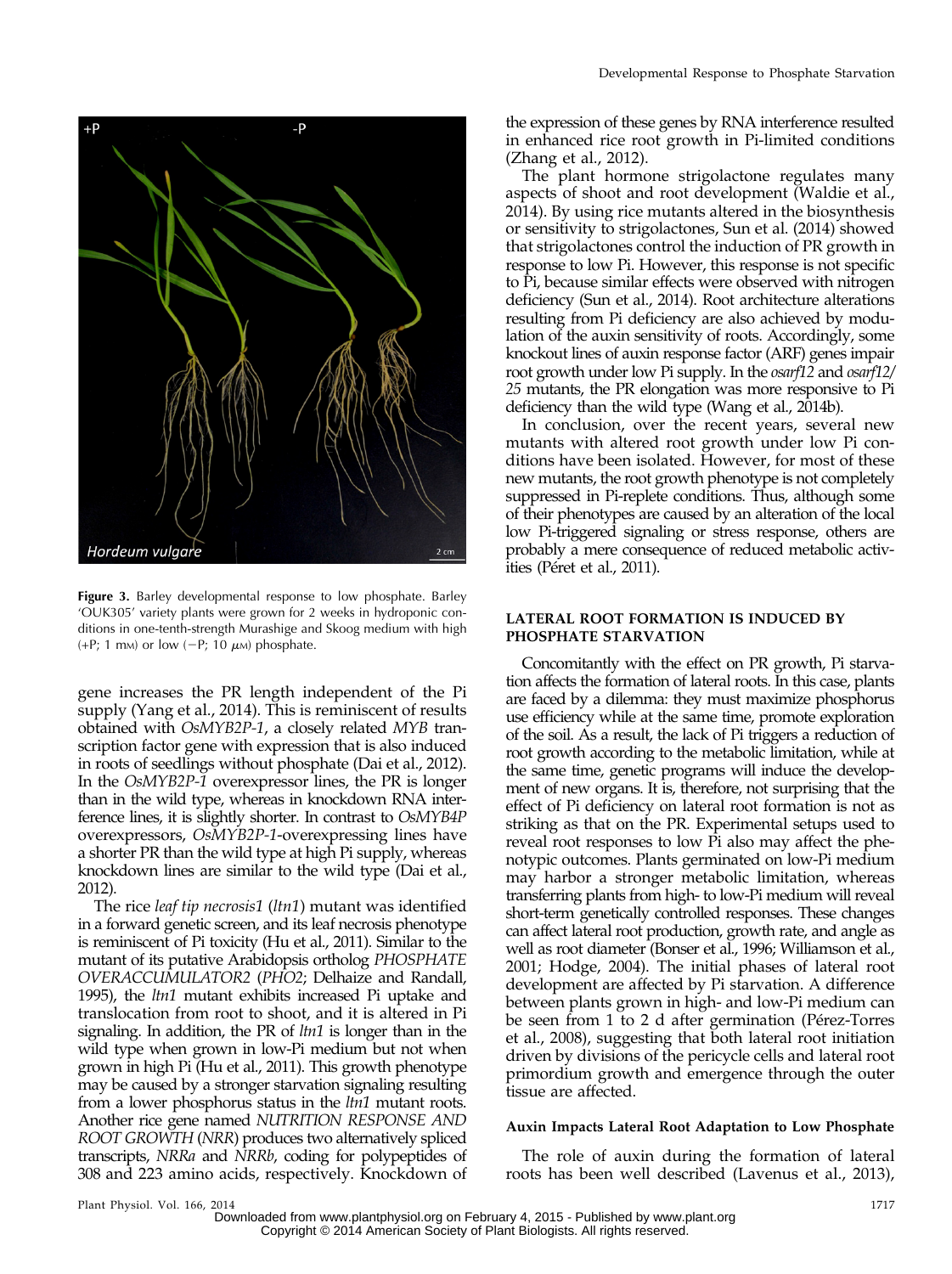**Figure 3.** Barley developmental response to low phosphate. Barley 'OUK305' variety plants were grown for 2 weeks in hydroponic conditions in one-tenth-strength Murashige and Skoog medium with high (+P; 1 mM) or low (−P; 10 $\mu$M) phosphate.

gene increases the PR length independent of the Pi supply (Yang et al., 2014). This is reminiscent of results obtained with *OsMYB2P-1*, a closely related *MYB* transcription factor gene with expression that is also induced in roots of seedlings without phosphate (Dai et al., 2012). In the *OsMYB2P-1* overexpressor lines, the PR is longer than in the wild type, whereas in knockdown RNA interference lines, it is slightly shorter. In contrast to *OsMYB4P* overexpressors, *OsMYB2P-1*-overexpressing lines have a shorter PR than the wild type at high Pi supply, whereas knockdown lines are similar to the wild type (Dai et al., 2012).

The rice *leaf tip necrosis1* (*ltn1*) mutant was identified in a forward genetic screen, and its leaf necrosis phenotype is reminiscent of Pi toxicity (Hu et al., 2011). Similar to the mutant of its putative Arabidopsis ortholog *PHOSPHATE OVERACCUMULATOR2* (*PHO2*; Delhaize and Randall, 1995), the *ltn1* mutant exhibits increased Pi uptake and translocation from root to shoot, and it is altered in Pi signaling. In addition, the PR of *ltn1* is longer than in the wild type when grown in low-Pi medium but not when grown in high Pi (Hu et al., 2011). This growth phenotype may be caused by a stronger starvation signaling resulting from a lower phosphorus status in the *ltn1* mutant roots. Another rice gene named *NUTRITION RESPONSE AND ROOT GROWTH* (*NRR*) produces two alternatively spliced transcripts, *NRRa* and *NRRb*, coding for polypeptides of 308 and 223 amino acids, respectively. Knockdown of the expression of these genes by RNA interference resulted in enhanced rice root growth in Pi-limited conditions (Zhang et al., 2012).

The plant hormone strigolactone regulates many aspects of shoot and root development (Waldie et al., 2014). By using rice mutants altered in the biosynthesis or sensitivity to strigolactones, Sun et al. (2014) showed that strigolactones control the induction of PR growth in response to low Pi. However, this response is not specific to Pi, because similar effects were observed with nitrogen deficiency (Sun et al., 2014). Root architecture alterations resulting from Pi deficiency are also achieved by modulation of the auxin sensitivity of roots. Accordingly, some knockout lines of auxin response factor (ARF) genes impair root growth under low Pi supply. In the *osarf12* and *osarf12/25* mutants, the PR elongation was more responsive to Pi deficiency than the wild type (Wang et al., 2014b).

In conclusion, over the recent years, several new mutants with altered root growth under low Pi conditions have been isolated. However, for most of these new mutants, the root growth phenotype is not completely suppressed in Pi-replete conditions. Thus, although some of their phenotypes are caused by an alteration of the local low Pi-triggered signaling or stress response, others are probably a mere consequence of reduced metabolic activities (Péret et al., 2011).

## LATERAL ROOT FORMATION IS INDUCED BY PHOSPHATE STARVATION

Concomitantly with the effect on PR growth, Pi starvation affects the formation of lateral roots. In this case, plants are faced by a dilemma: they must maximize phosphorus use efficiency while at the same time, promote exploration of the soil. As a result, the lack of Pi triggers a reduction of root growth according to the metabolic limitation, while at the same time, genetic programs will induce the development of new organs. It is, therefore, not surprising that the effect of Pi deficiency on lateral root formation is not as striking as that on the PR. Experimental setups used to reveal root responses to low Pi also may affect the phenotypic outcomes. Plants germinated on low-Pi medium may harbor a stronger metabolic limitation, whereas transferring plants from high- to low-Pi medium will reveal short-term genetically controlled responses. These changes can affect lateral root production, growth rate, and angle as well as root diameter (Bonser et al., 1996; Williamson et al., 2001; Hodge, 2004). The initial phases of lateral root development are affected by Pi starvation. A difference between plants grown in high- and low-Pi medium can be seen from 1 to 2 d after germination (Pérez-Torres et al., 2008), suggesting that both lateral root initiation driven by divisions of the pericycle cells and lateral root primordium growth and emergence through the outer tissue are affected.

### Auxin Impacts Lateral Root Adaptation to Low Phosphate

The role of auxin during the formation of lateral roots has been well described (Lavenus et al., 2013),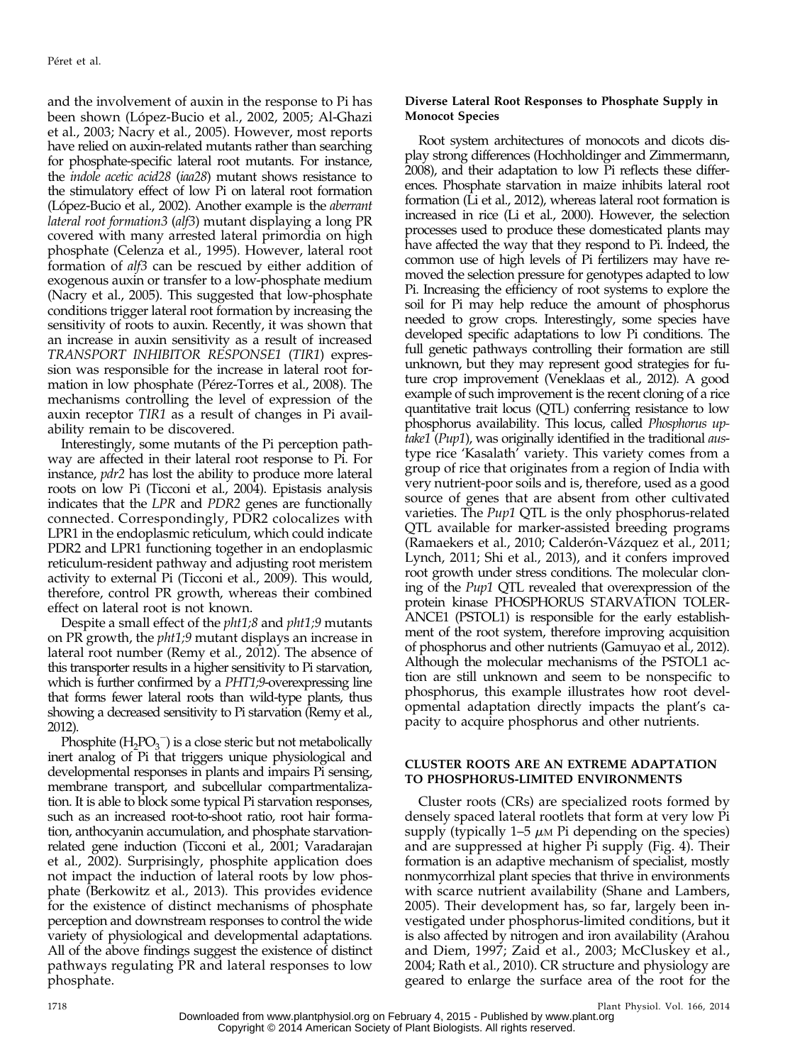and the involvement of auxin in the response to Pi has been shown (López-Bucio et al., 2002, 2005; Al-Ghazi et al., 2003; Nacry et al., 2005). However, most reports have relied on auxin-related mutants rather than searching for phosphate-specific lateral root mutants. For instance, the *indole acetic acid28* (*iaa28*) mutant shows resistance to the stimulatory effect of low Pi on lateral root formation (López-Bucio et al., 2002). Another example is the *aberrant lateral root formation3* (*alf3*) mutant displaying a long PR covered with many arrested lateral primordia on high phosphate (Celenza et al., 1995). However, lateral root formation of *alf3* can be rescued by either addition of exogenous auxin or transfer to a low-phosphate medium (Nacry et al., 2005). This suggested that low-phosphate conditions trigger lateral root formation by increasing the sensitivity of roots to auxin. Recently, it was shown that an increase in auxin sensitivity as a result of increased *TRANSPORT INHIBITOR RESPONSE1* (*TIR1*) expression was responsible for the increase in lateral root formation in low phosphate (Pérez-Torres et al., 2008). The mechanisms controlling the level of expression of the auxin receptor *TIR1* as a result of changes in Pi availability remain to be discovered.

Interestingly, some mutants of the Pi perception pathway are affected in their lateral root response to Pi. For instance, *pdr2* has lost the ability to produce more lateral roots on low Pi (Ticconi et al., 2004). Epistasis analysis indicates that the *LPR* and *PDR2* genes are functionally connected. Correspondingly, PDR2 colocalizes with LPR1 in the endoplasmic reticulum, which could indicate PDR2 and LPR1 functioning together in an endoplasmic reticulum-resident pathway and adjusting root meristem activity to external Pi (Ticconi et al., 2009). This would, therefore, control PR growth, whereas their combined effect on lateral root is not known.

Despite a small effect of the *pht1;8* and *pht1;9* mutants on PR growth, the *pht1;9* mutant displays an increase in lateral root number (Remy et al., 2012). The absence of this transporter results in a higher sensitivity to Pi starvation, which is further confirmed by a *PHT1;9*-overexpressing line that forms fewer lateral roots than wild-type plants, thus showing a decreased sensitivity to Pi starvation (Remy et al., 2012).

Phosphite ($H_2PO_3^-$) is a close steric but not metabolically inert analog of Pi that triggers unique physiological and developmental responses in plants and impairs Pi sensing, membrane transport, and subcellular compartmentalization. It is able to block some typical Pi starvation responses, such as an increased root-to-shoot ratio, root hair formation, anthocyanin accumulation, and phosphate starvation-related gene induction (Ticconi et al., 2001; Varadarajan et al., 2002). Surprisingly, phosphite application does not impact the induction of lateral roots by low phosphate (Berkowitz et al., 2013). This provides evidence for the existence of distinct mechanisms of phosphate perception and downstream responses to control the wide variety of physiological and developmental adaptations. All of the above findings suggest the existence of distinct pathways regulating PR and lateral responses to low phosphate.

#### Diverse Lateral Root Responses to Phosphate Supply in Monocot Species

Root system architectures of monocots and dicots display strong differences (Hochholdinger and Zimmermann, 2008), and their adaptation to low Pi reflects these differences. Phosphate starvation in maize inhibits lateral root formation (Li et al., 2012), whereas lateral root formation is increased in rice (Li et al., 2000). However, the selection processes used to produce these domesticated plants may have affected the way that they respond to Pi. Indeed, the common use of high levels of Pi fertilizers may have removed the selection pressure for genotypes adapted to low Pi. Increasing the efficiency of root systems to explore the soil for Pi may help reduce the amount of phosphorus needed to grow crops. Interestingly, some species have developed specific adaptations to low Pi conditions. The full genetic pathways controlling their formation are still unknown, but they may represent good strategies for future crop improvement (Veneklaas et al., 2012). A good example of such improvement is the recent cloning of a rice quantitative trait locus (QTL) conferring resistance to low phosphorus availability. This locus, called *Phosphorus uptake1* (*Pup1*), was originally identified in the traditional *aus*-type rice 'Kasalath' variety. This variety comes from a group of rice that originates from a region of India with very nutrient-poor soils and is, therefore, used as a good source of genes that are absent from other cultivated varieties. The *Pup1* QTL is the only phosphorus-related QTL available for marker-assisted breeding programs (Ramaekers et al., 2010; Calderón-Vázquez et al., 2011; Lynch, 2011; Shi et al., 2013), and it confers improved root growth under stress conditions. The molecular cloning of the *Pup1* QTL revealed that overexpression of the protein kinase PHOSPHORUS STARVATION TOLERANCE1 (PSTOL1) is responsible for the early establishment of the root system, therefore improving acquisition of phosphorus and other nutrients (Gamuyao et al., 2012). Although the molecular mechanisms of the PSTOL1 action are still unknown and seem to be nonspecific to phosphorus, this example illustrates how root developmental adaptation directly impacts the plant's capacity to acquire phosphorus and other nutrients.

## CLUSTER ROOTS ARE AN EXTREME ADAPTATION TO PHOSPHORUS-LIMITED ENVIRONMENTS

Cluster roots (CRs) are specialized roots formed by densely spaced lateral rootlets that form at very low Pi supply (typically 1–5 $\mu$M Pi depending on the species) and are suppressed at higher Pi supply (Fig. 4). Their formation is an adaptive mechanism of specialist, mostly nonmycorrhizal plant species that thrive in environments with scarce nutrient availability (Shane and Lambers, 2005). Their development has, so far, largely been investigated under phosphorus-limited conditions, but it is also affected by nitrogen and iron availability (Arahou and Diem, 1997; Zaid et al., 2003; McCluskey et al., 2004; Rath et al., 2010). CR structure and physiology are geared to enlarge the surface area of the root for the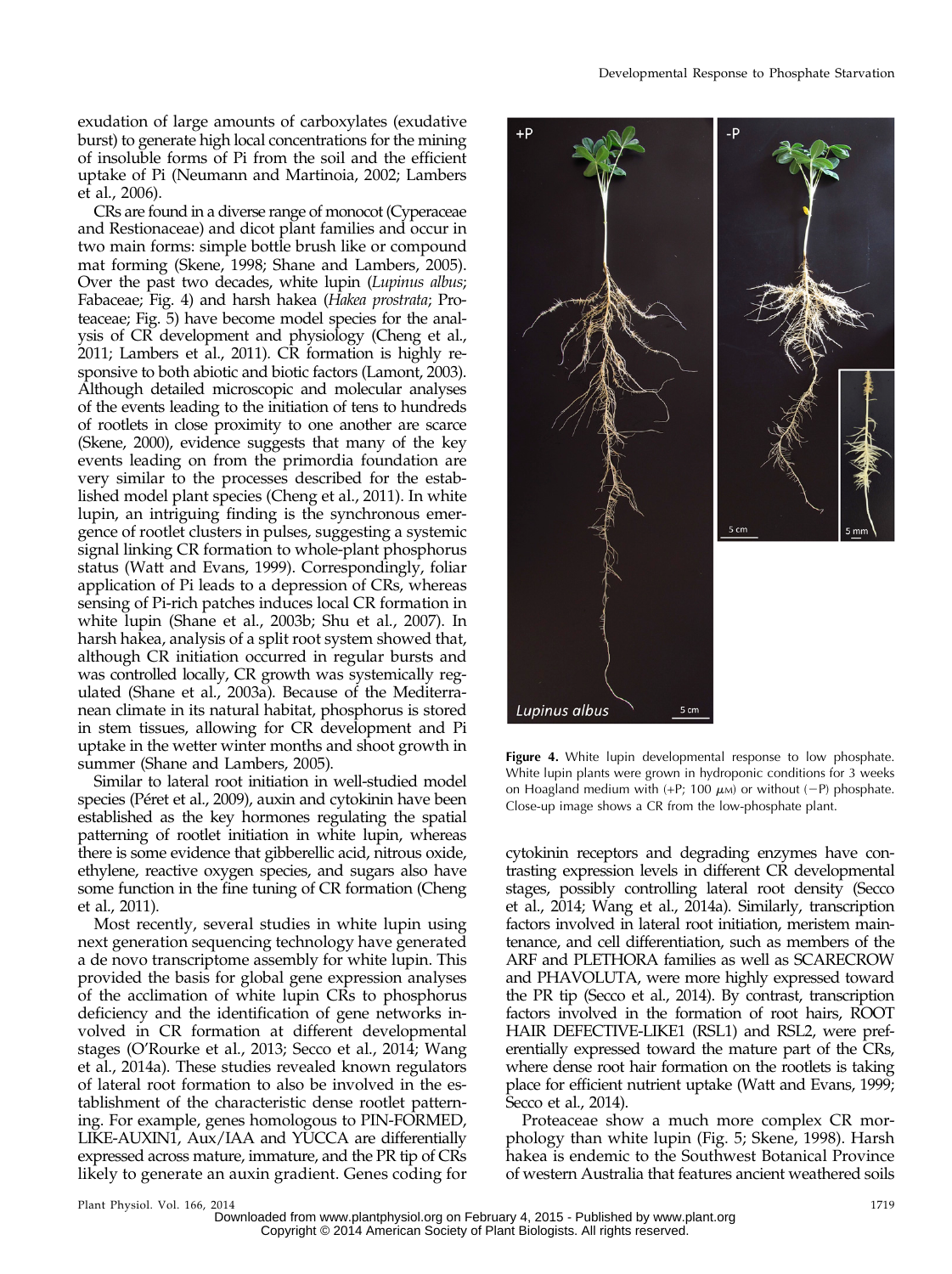exudation of large amounts of carboxylates (exudative burst) to generate high local concentrations for the mining of insoluble forms of Pi from the soil and the efficient uptake of Pi (Neumann and Martinoia, 2002; Lambers et al., 2006).

CRs are found in a diverse range of monocot (Cyperaceae and Restionaceae) and dicot plant families and occur in two main forms: simple bottle brush like or compound mat forming (Skene, 1998; Shane and Lambers, 2005). Over the past two decades, white lupin (*Lupinus albus*; Fabaceae; Fig. 4) and harsh hakea (*Hakea prostrata*; Proteaceae; Fig. 5) have become model species for the analysis of CR development and physiology (Cheng et al., 2011; Lambers et al., 2011). CR formation is highly responsive to both abiotic and biotic factors (Lamont, 2003). Although detailed microscopic and molecular analyses of the events leading to the initiation of tens to hundreds of rootlets in close proximity to one another are scarce (Skene, 2000), evidence suggests that many of the key events leading on from the primordia foundation are very similar to the processes described for the established model plant species (Cheng et al., 2011). In white lupin, an intriguing finding is the synchronous emergence of rootlet clusters in pulses, suggesting a systemic signal linking CR formation to whole-plant phosphorus status (Watt and Evans, 1999). Correspondingly, foliar application of Pi leads to a depression of CRs, whereas sensing of Pi-rich patches induces local CR formation in white lupin (Shane et al., 2003b; Shu et al., 2007). In harsh hakea, analysis of a split root system showed that, although CR initiation occurred in regular bursts and was controlled locally, CR growth was systemically regulated (Shane et al., 2003a). Because of the Mediterranean climate in its natural habitat, phosphorus is stored in stem tissues, allowing for CR development and Pi uptake in the wetter winter months and shoot growth in summer (Shane and Lambers, 2005).

Similar to lateral root initiation in well-studied model species (Péret et al., 2009), auxin and cytokinin have been established as the key hormones regulating the spatial patterning of rootlet initiation in white lupin, whereas there is some evidence that gibberellic acid, nitrous oxide, ethylene, reactive oxygen species, and sugars also have some function in the fine tuning of CR formation (Cheng et al., 2011).

Most recently, several studies in white lupin using next generation sequencing technology have generated a de novo transcriptome assembly for white lupin. This provided the basis for global gene expression analyses of the acclimation of white lupin CRs to phosphorus deficiency and the identification of gene networks involved in CR formation at different developmental stages (O'Rourke et al., 2013; Secco et al., 2014; Wang et al., 2014a). These studies revealed known regulators of lateral root formation to also be involved in the establishment of the characteristic dense rootlet patterning. For example, genes homologous to PIN-FORMED, LIKE-AUXIN1, Aux/IAA and YUCCA are differentially expressed across mature, immature, and the PR tip of CRs likely to generate an auxin gradient. Genes coding for cytokinin receptors and degrading enzymes have contrasting expression levels in different CR developmental stages, possibly controlling lateral root density (Secco et al., 2014; Wang et al., 2014a). Similarly, transcription factors involved in lateral root initiation, meristem maintenance, and cell differentiation, such as members of the ARF and PLETHORA families as well as SCARECROW and PHAVOLUTA, were more highly expressed toward the PR tip (Secco et al., 2014). By contrast, transcription factors involved in the formation of root hairs, ROOT HAIR DEFECTIVE-LIKE1 (RSL1) and RSL2, were preferentially expressed toward the mature part of the CRs, where dense root hair formation on the rootlets is taking place for efficient nutrient uptake (Watt and Evans, 1999; Secco et al., 2014).

Proteaceae show a much more complex CR morphology than white lupin (Fig. 5; Skene, 1998). Harsh hakea is endemic to the Southwest Botanical Province of western Australia that features ancient weathered soils

**Figure 4.** White lupin developmental response to low phosphate. White lupin plants were grown in hydroponic conditions for 3 weeks on Hoagland medium with (+P; 100 $\mu$M) or without (−P) phosphate. Close-up image shows a CR from the low-phosphate plant.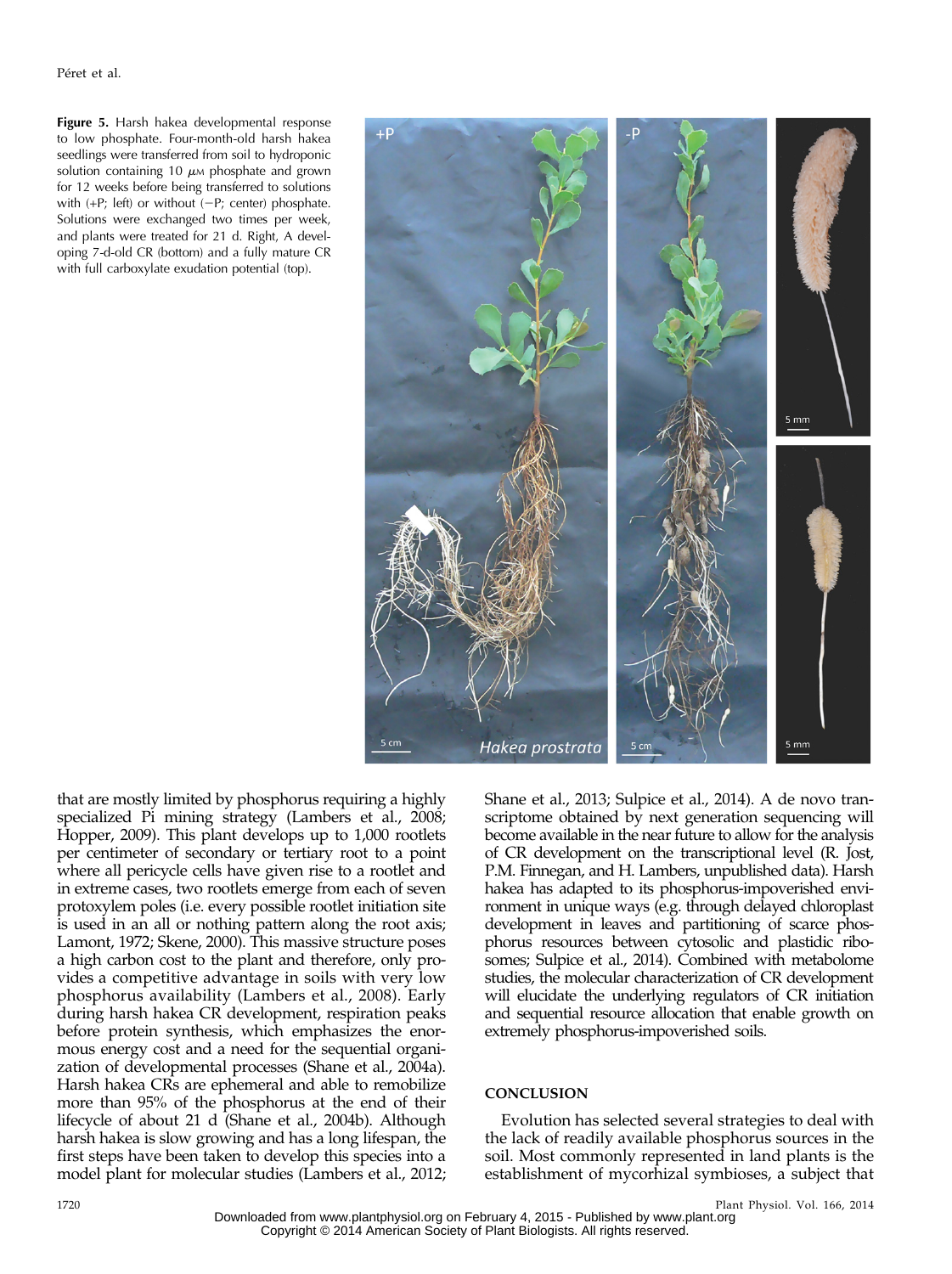**Figure 5.** Harsh hakea developmental response to low phosphate. Four-month-old harsh hakea seedlings were transferred from soil to hydroponic solution containing 10 $\mu$M phosphate and grown for 12 weeks before being transferred to solutions with (+P; left) or without (−P; center) phosphate. Solutions were exchanged two times per week, and plants were treated for 21 d. Right, A developing 7-d-old CR (bottom) and a fully mature CR with full carboxylate exudation potential (top).

that are mostly limited by phosphorus requiring a highly specialized Pi mining strategy (Lambers et al., 2008; Hopper, 2009). This plant develops up to 1,000 rootlets per centimeter of secondary or tertiary root to a point where all pericycle cells have given rise to a rootlet and in extreme cases, two rootlets emerge from each of seven protoxylem poles (i.e. every possible rootlet initiation site is used in an all or nothing pattern along the root axis; Lamont, 1972; Skene, 2000). This massive structure poses a high carbon cost to the plant and therefore, only provides a competitive advantage in soils with very low phosphorus availability (Lambers et al., 2008). Early during harsh hakea CR development, respiration peaks before protein synthesis, which emphasizes the enormous energy cost and a need for the sequential organization of developmental processes (Shane et al., 2004a). Harsh hakea CRs are ephemeral and able to remobilize more than 95% of the phosphorus at the end of their lifecycle of about 21 d (Shane et al., 2004b). Although harsh hakea is slow growing and has a long lifespan, the first steps have been taken to develop this species into a model plant for molecular studies (Lambers et al., 2012; Shane et al., 2013; Sulpice et al., 2014). A de novo transcriptome obtained by next generation sequencing will become available in the near future to allow for the analysis of CR development on the transcriptional level (R. Jost, P.M. Finnegan, and H. Lambers, unpublished data). Harsh hakea has adapted to its phosphorus-impoverished environment in unique ways (e.g. through delayed chloroplast development in leaves and partitioning of scarce phosphorus resources between cytosolic and plastidic ribosomes; Sulpice et al., 2014). Combined with metabolome studies, the molecular characterization of CR development will elucidate the underlying regulators of CR initiation and sequential resource allocation that enable growth on extremely phosphorus-impoverished soils.

## CONCLUSION

Evolution has selected several strategies to deal with the lack of readily available phosphorus sources in the soil. Most commonly represented in land plants is the establishment of mycorhizal symbioses, a subject that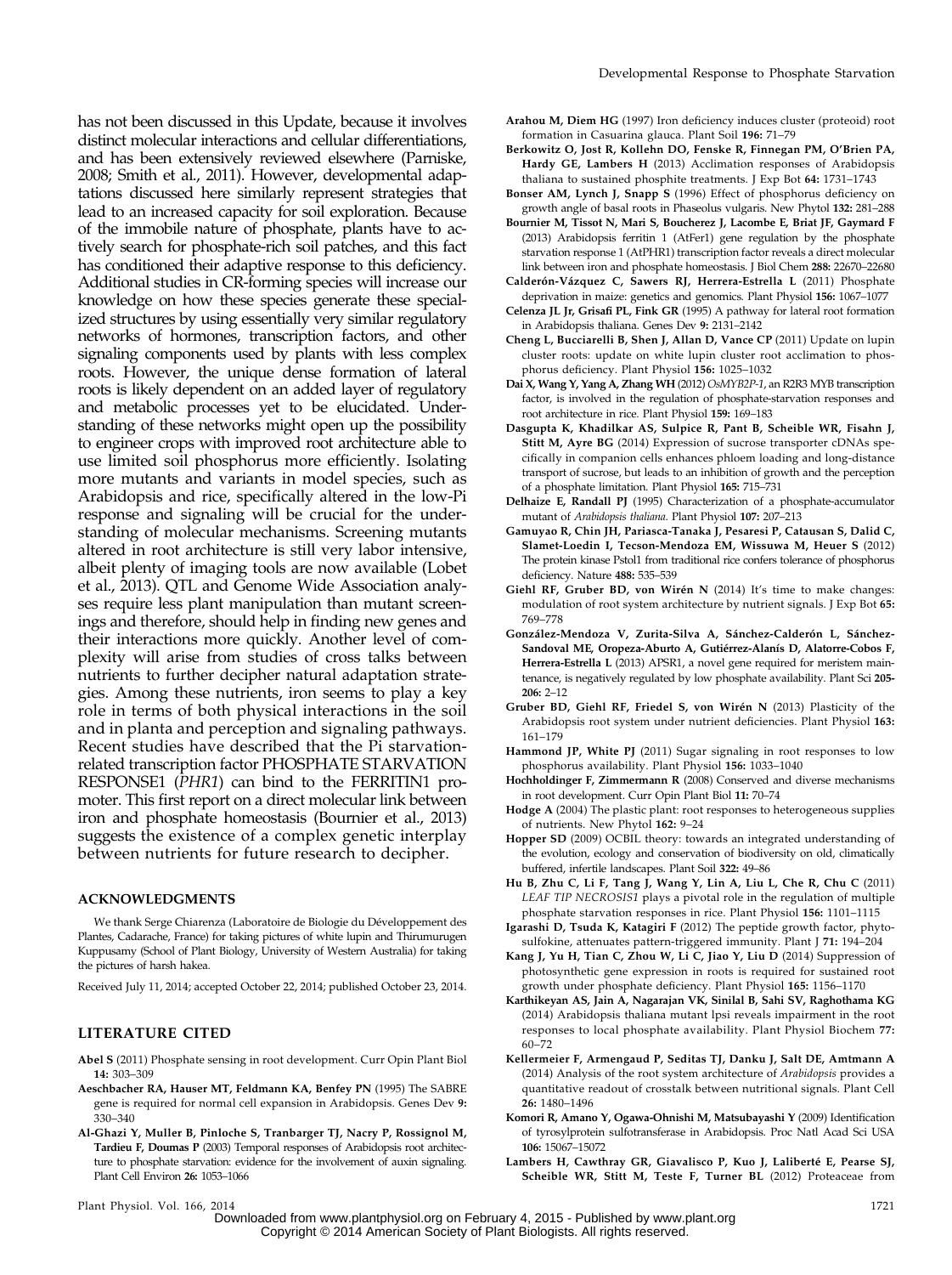has not been discussed in this Update, because it involves distinct molecular interactions and cellular differentiations, and has been extensively reviewed elsewhere (Parniske, 2008; Smith et al., 2011). However, developmental adaptations discussed here similarly represent strategies that lead to an increased capacity for soil exploration. Because of the immobile nature of phosphate, plants have to actively search for phosphate-rich soil patches, and this fact has conditioned their adaptive response to this deficiency. Additional studies in CR-forming species will increase our knowledge on how these species generate these specialized structures by using essentially very similar regulatory networks of hormones, transcription factors, and other signaling components used by plants with less complex roots. However, the unique dense formation of lateral roots is likely dependent on an added layer of regulatory and metabolic processes yet to be elucidated. Understanding of these networks might open up the possibility to engineer crops with improved root architecture able to use limited soil phosphorus more efficiently. Isolating more mutants and variants in model species, such as Arabidopsis and rice, specifically altered in the low-Pi response and signaling will be crucial for the understanding of molecular mechanisms. Screening mutants altered in root architecture is still very labor intensive, albeit plenty of imaging tools are now available (Lobet et al., 2013). QTL and Genome Wide Association analyses require less plant manipulation than mutant screenings and therefore, should help in finding new genes and their interactions more quickly. Another level of complexity will arise from studies of cross talks between nutrients to further decipher natural adaptation strategies. Among these nutrients, iron seems to play a key role in terms of both physical interactions in the soil and in planta and perception and signaling pathways. Recent studies have described that the Pi starvation-related transcription factor PHOSPHATE STARVATION RESPONSE1 (*PHR1*) can bind to the FERRITIN1 promoter. This first report on a direct molecular link between iron and phosphate homeostasis (Bournier et al., 2013) suggests the existence of a complex genetic interplay between nutrients for future research to decipher.

## ACKNOWLEDGMENTS

We thank Serge Chiarenza (Laboratoire de Biologie du Développement des Plantes, Cadarache, France) for taking pictures of white lupin and Thirumurugen Kuppusamy (School of Plant Biology, University of Western Australia) for taking the pictures of harsh hakea.

Received July 11, 2014; accepted October 22, 2014; published October 23, 2014.

## LITERATURE CITED

**Abel S** (2011) Phosphate sensing in root development. Curr Opin Plant Biol **14:** 303–309

**Aeschbacher RA, Hauser MT, Feldmann KA, Benfey PN** (1995) The SABRE gene is required for normal cell expansion in Arabidopsis. Genes Dev **9:** 330–340

**Al-Ghazi Y, Muller B, Pinloche S, Tranbarger TJ, Nacry P, Rossignol M, Tardieu F, Doumas P** (2003) Temporal responses of Arabidopsis root architecture to phosphate starvation: evidence for the involvement of auxin signaling. Plant Cell Environ **26:** 1053–1066

**Arahou M, Diem HG** (1997) Iron deficiency induces cluster (proteoid) root formation in Casuarina glauca. Plant Soil **196:** 71–79

**Berkowitz O, Jost R, Kollehn DO, Fenske R, Finnegan PM, O'Brien PA, Hardy GE, Lambers H** (2013) Acclimation responses of Arabidopsis thaliana to sustained phosphite treatments. J Exp Bot **64:** 1731–1743

**Bonser AM, Lynch J, Snapp S** (1996) Effect of phosphorus deficiency on growth angle of basal roots in Phaseolus vulgaris. New Phytol **132:** 281–288

**Bournier M, Tissot N, Mari S, Boucherez J, Lacombe E, Briat JF, Gaymard F** (2013) Arabidopsis ferritin 1 (AtFer1) gene regulation by the phosphate starvation response 1 (AtPHR1) transcription factor reveals a direct molecular link between iron and phosphate homeostasis. J Biol Chem **288:** 22670–22680

**Calderón-Vázquez C, Sawers RJ, Herrera-Estrella L** (2011) Phosphate deprivation in maize: genetics and genomics. Plant Physiol **156:** 1067–1077

**Celenza JL Jr, Grisafi PL, Fink GR** (1995) A pathway for lateral root formation in Arabidopsis thaliana. Genes Dev **9:** 2131–2142

**Cheng L, Bucciarelli B, Shen J, Allan D, Vance CP** (2011) Update on lupin cluster roots: update on white lupin cluster root acclimation to phosphorus deficiency. Plant Physiol **156:** 1025–1032

**Dai X, Wang Y, Yang A, Zhang WH** (2012) *OsMYB2P-1*, an R2R3 MYB transcription factor, is involved in the regulation of phosphate-starvation responses and root architecture in rice. Plant Physiol **159:** 169–183

**Dasgupta K, Khadilkar AS, Sulpice R, Pant B, Scheible WR, Fisahn J, Stitt M, Ayre BG** (2014) Expression of sucrose transporter cDNAs specifically in companion cells enhances phloem loading and long-distance transport of sucrose, but leads to an inhibition of growth and the perception of a phosphate limitation. Plant Physiol **165:** 715–731

**Delhaize E, Randall PJ** (1995) Characterization of a phosphate-accumulator mutant of *Arabidopsis thaliana*. Plant Physiol **107:** 207–213

**Gamuyao R, Chin JH, Pariasca-Tanaka J, Pesaresi P, Catausan S, Dalid C, Slamet-Loedin I, Tecson-Mendoza EM, Wissuwa M, Heuer S** (2012) The protein kinase Pstol1 from traditional rice confers tolerance of phosphorus deficiency. Nature **488:** 535–539

**Giehl RF, Gruber BD, von Wirén N** (2014) It's time to make changes: modulation of root system architecture by nutrient signals. J Exp Bot **65:** 769–778

**González-Mendoza V, Zurita-Silva A, Sánchez-Calderón L, Sánchez-Sandoval ME, Oropeza-Aburto A, Gutiérrez-Alanís D, Alatorre-Cobos F, Herrera-Estrella L** (2013) APSR1, a novel gene required for meristem maintenance, is negatively regulated by low phosphate availability. Plant Sci **205-206:** 2–12

**Gruber BD, Giehl RF, Friedel S, von Wirén N** (2013) Plasticity of the Arabidopsis root system under nutrient deficiencies. Plant Physiol **163:** 161–179

**Hammond JP, White PJ** (2011) Sugar signaling in root responses to low phosphorus availability. Plant Physiol **156:** 1033–1040

**Hochholdinger F, Zimmermann R** (2008) Conserved and diverse mechanisms in root development. Curr Opin Plant Biol **11:** 70–74

**Hodge A** (2004) The plastic plant: root responses to heterogeneous supplies of nutrients. New Phytol **162:** 9–24

**Hopper SD** (2009) OCBIL theory: towards an integrated understanding of the evolution, ecology and conservation of biodiversity on old, climatically buffered, infertile landscapes. Plant Soil **322:** 49–86

**Hu B, Zhu C, Li F, Tang J, Wang Y, Lin A, Liu L, Che R, Chu C** (2011) *LEAF TIP NECROSIS1* plays a pivotal role in the regulation of multiple phosphate starvation responses in rice. Plant Physiol **156:** 1101–1115

**Igarashi D, Tsuda K, Katagiri F** (2012) The peptide growth factor, phytosulfokine, attenuates pattern-triggered immunity. Plant J **71:** 194–204

**Kang J, Yu H, Tian C, Zhou W, Li C, Jiao Y, Liu D** (2014) Suppression of photosynthetic gene expression in roots is required for sustained root growth under phosphate deficiency. Plant Physiol **165:** 1156–1170

**Karthikeyan AS, Jain A, Nagarajan VK, Sinilal B, Sahi SV, Raghothama KG** (2014) Arabidopsis thaliana mutant lpsi reveals impairment in the root responses to local phosphate availability. Plant Physiol Biochem **77:** 60–72

**Kellermeier F, Armengaud P, Seditas TJ, Danku J, Salt DE, Amtmann A** (2014) Analysis of the root system architecture of *Arabidopsis* provides a quantitative readout of crosstalk between nutritional signals. Plant Cell **26:** 1480–1496

**Komori R, Amano Y, Ogawa-Ohnishi M, Matsubayashi Y** (2009) Identification of tyrosylprotein sulfotransferase in Arabidopsis. Proc Natl Acad Sci USA **106:** 15067–15072

**Lambers H, Cawthray GR, Giavalisco P, Kuo J, Laliberté E, Pearse SJ, Scheible WR, Stitt M, Teste F, Turner BL** (2012) Proteaceae from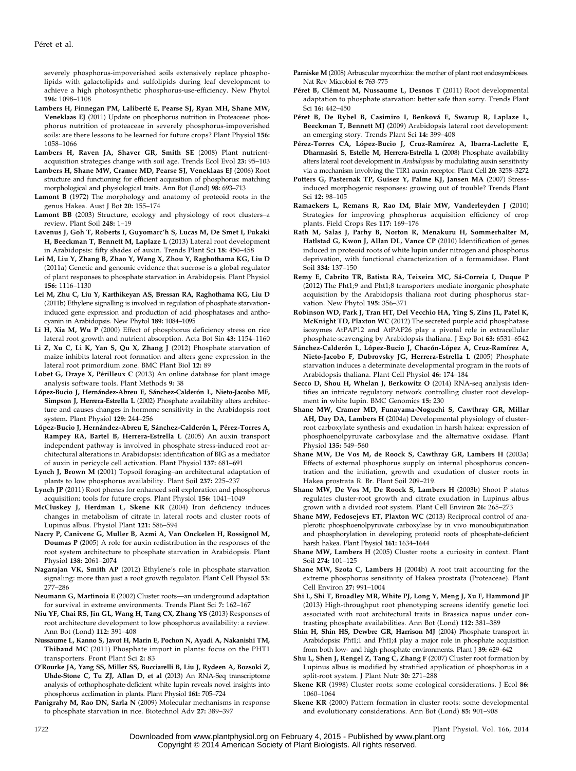severely phosphorus-impoverished soils extensively replace phospholipids with galactolipids and sulfolipids during leaf development to achieve a high photosynthetic phosphorus-use-efficiency. New Phytol **196:** 1098–1108

**Lambers H, Finnegan PM, Laliberté E, Pearse SJ, Ryan MH, Shane MW, Veneklaas EJ** (2011) Update on phosphorus nutrition in Proteaceae: phosphorus nutrition of proteaceae in severely phosphorus-impoverished soils: are there lessons to be learned for future crops? Plant Physiol **156:** 1058–1066

**Lambers H, Raven JA, Shaver GR, Smith SE** (2008) Plant nutrient-acquisition strategies change with soil age. Trends Ecol Evol **23:** 95–103

**Lambers H, Shane MW, Cramer MD, Pearse SJ, Veneklaas EJ** (2006) Root structure and functioning for efficient acquisition of phosphorus: matching morphological and physiological traits. Ann Bot (Lond) **98:** 693–713

**Lamont B** (1972) The morphology and anatomy of proteoid roots in the genus Hakea. Aust J Bot **20:** 155–174

**Lamont BB** (2003) Structure, ecology and physiology of root clusters–a review. Plant Soil **248:** 1–19

**Lavenus J, Goh T, Roberts I, Guyomarc'h S, Lucas M, De Smet I, Fukaki H, Beeckman T, Bennett M, Laplaze L** (2013) Lateral root development in Arabidopsis: fifty shades of auxin. Trends Plant Sci **18:** 450–458

**Lei M, Liu Y, Zhang B, Zhao Y, Wang X, Zhou Y, Raghothama KG, Liu D** (2011a) Genetic and genomic evidence that sucrose is a global regulator of plant responses to phosphate starvation in Arabidopsis. Plant Physiol **156:** 1116–1130

**Lei M, Zhu C, Liu Y, Karthikeyan AS, Bressan RA, Raghothama KG, Liu D** (2011b) Ethylene signalling is involved in regulation of phosphate starvation-induced gene expression and production of acid phosphatases and anthocyanin in Arabidopsis. New Phytol **189:** 1084–1095

**Li H, Xia M, Wu P** (2000) Effect of phosphorus deficiency stress on rice lateral root growth and nutrient absorption. Acta Bot Sin **43:** 1154–1160

**Li Z, Xu C, Li K, Yan S, Qu X, Zhang J** (2012) Phosphate starvation of maize inhibits lateral root formation and alters gene expression in the lateral root primordium zone. BMC Plant Biol **12:** 89

**Lobet G, Draye X, Périlleux C** (2013) An online database for plant image analysis software tools. Plant Methods **9:** 38

**López-Bucio J, Hernández-Abreu E, Sánchez-Calderón L, Nieto-Jacobo MF, Simpson J, Herrera-Estrella L** (2002) Phosphate availability alters architecture and causes changes in hormone sensitivity in the Arabidopsis root system. Plant Physiol **129:** 244–256

**López-Bucio J, Hernández-Abreu E, Sánchez-Calderón L, Pérez-Torres A, Rampey RA, Bartel B, Herrera-Estrella L** (2005) An auxin transport independent pathway is involved in phosphate stress-induced root architectural alterations in Arabidopsis: identification of BIG as a mediator of auxin in pericycle cell activation. Plant Physiol **137:** 681–691

**Lynch J, Brown M** (2001) Topsoil foraging–an architectural adaptation of plants to low phosphorus availability. Plant Soil **237:** 225–237

**Lynch JP** (2011) Root phenes for enhanced soil exploration and phosphorus acquisition: tools for future crops. Plant Physiol **156:** 1041–1049

**McCluskey J, Herdman L, Skene KR** (2004) Iron deficiency induces changes in metabolism of citrate in lateral roots and cluster roots of Lupinus albus. Physiol Plant **121:** 586–594

**Nacry P, Canivenc G, Muller B, Azmi A, Van Onckelen H, Rossignol M, Doumas P** (2005) A role for auxin redistribution in the responses of the root system architecture to phosphate starvation in Arabidopsis. Plant Physiol **138:** 2061–2074

**Nagarajan VK, Smith AP** (2012) Ethylene's role in phosphate starvation signaling: more than just a root growth regulator. Plant Cell Physiol **53:** 277–286

**Neumann G, Martinoia E** (2002) Cluster roots—an underground adaptation for survival in extreme environments. Trends Plant Sci **7:** 162–167

**Niu YF, Chai RS, Jin GL, Wang H, Tang CX, Zhang YS** (2013) Responses of root architecture development to low phosphorus availability: a review. Ann Bot (Lond) **112:** 391–408

**Nussaume L, Kanno S, Javot H, Marin E, Pochon N, Ayadi A, Nakanishi TM, Thibaud MC** (2011) Phosphate import in plants: focus on the PHT1 transporters. Front Plant Sci **2:** 83

**O'Rourke JA, Yang SS, Miller SS, Bucciarelli B, Liu J, Rydeen A, Bozsoki Z, Uhde-Stone C, Tu ZJ, Allan D, et al** (2013) An RNA-Seq transcriptome analysis of orthophosphate-deficient white lupin reveals novel insights into phosphorus acclimation in plants. Plant Physiol **161:** 705–724

**Panigrahy M, Rao DN, Sarla N** (2009) Molecular mechanisms in response to phosphate starvation in rice. Biotechnol Adv **27:** 389–397

**Parniske M** (2008) Arbuscular mycorrhiza: the mother of plant root endosymbioses. Nat Rev Microbiol **6:** 763–775

**Péret B, Clément M, Nussaume L, Desnos T** (2011) Root developmental adaptation to phosphate starvation: better safe than sorry. Trends Plant Sci **16:** 442–450

**Péret B, De Rybel B, Casimiro I, Benková E, Swarup R, Laplaze L, Beeckman T, Bennett MJ** (2009) Arabidopsis lateral root development: an emerging story. Trends Plant Sci **14:** 399–408

**Pérez-Torres CA, López-Bucio J, Cruz-Ramírez A, Ibarra-Laclette E, Dharmasiri S, Estelle M, Herrera-Estrella L** (2008) Phosphate availability alters lateral root development in *Arabidopsis* by modulating auxin sensitivity via a mechanism involving the TIR1 auxin receptor. Plant Cell **20:** 3258–3272

**Potters G, Pasternak TP, Guisez Y, Palme KJ, Jansen MA** (2007) Stress-induced morphogenic responses: growing out of trouble? Trends Plant Sci **12:** 98–105

**Ramaekers L, Remans R, Rao IM, Blair MW, Vanderleyden J** (2010) Strategies for improving phosphorus acquisition efficiency of crop plants. Field Crops Res **117:** 169–176

**Rath M, Salas J, Parhy B, Norton R, Menakuru H, Sommerhalter M, Hatlstad G, Kwon J, Allan DL, Vance CP** (2010) Identification of genes induced in proteoid roots of white lupin under nitrogen and phosphorus deprivation, with functional characterization of a formamidase. Plant Soil **334:** 137–150

**Remy E, Cabrito TR, Batista RA, Teixeira MC, Sá-Correia I, Duque P** (2012) The Pht1;9 and Pht1;8 transporters mediate inorganic phosphate acquisition by the Arabidopsis thaliana root during phosphorus starvation. New Phytol **195:** 356–371

**Robinson WD, Park J, Tran HT, Del Vecchio HA, Ying S, Zins JL, Patel K, McKnight TD, Plaxton WC** (2012) The secreted purple acid phosphatase isozymes AtPAP12 and AtPAP26 play a pivotal role in extracellular phosphate-scavenging by Arabidopsis thaliana. J Exp Bot **63:** 6531–6542

**Sánchez-Calderón L, López-Bucio J, Chacón-López A, Cruz-Ramírez A, Nieto-Jacobo F, Dubrovsky JG, Herrera-Estrella L** (2005) Phosphate starvation induces a determinate developmental program in the roots of Arabidopsis thaliana. Plant Cell Physiol **46:** 174–184

**Secco D, Shou H, Whelan J, Berkowitz O** (2014) RNA-seq analysis identifies an intricate regulatory network controlling cluster root development in white lupin. BMC Genomics **15:** 230

**Shane MW, Cramer MD, Funayama-Noguchi S, Cawthray GR, Millar AH, Day DA, Lambers H** (2004a) Developmental physiology of cluster-root carboxylate synthesis and exudation in harsh hakea: expression of phosphoenolpyruvate carboxylase and the alternative oxidase. Plant Physiol **135:** 549–560

**Shane MW, De Vos M, de Roock S, Cawthray GR, Lambers H** (2003a) Effects of external phosphorus supply on internal phosphorus concentration and the initiation, growth and exudation of cluster roots in Hakea prostrata R. Br. Plant Soil 209–219.

**Shane MW, De Vos M, De Roock S, Lambers H** (2003b) Shoot P status regulates cluster-root growth and citrate exudation in Lupinus albus grown with a divided root system. Plant Cell Environ **26:** 265–273

**Shane MW, Fedosejevs ET, Plaxton WC** (2013) Reciprocal control of anaplerotic phosphoenolpyruvate carboxylase by in vivo monoubiquitination and phosphorylation in developing proteoid roots of phosphate-deficient harsh hakea. Plant Physiol **161:** 1634–1644

**Shane MW, Lambers H** (2005) Cluster roots: a curiosity in context. Plant Soil **274:** 101–125

**Shane MW, Szota C, Lambers H** (2004b) A root trait accounting for the extreme phosphorus sensitivity of Hakea prostrata (Proteaceae). Plant Cell Environ **27:** 991–1004

**Shi L, Shi T, Broadley MR, White PJ, Long Y, Meng J, Xu F, Hammond JP** (2013) High-throughput root phenotyping screens identify genetic loci associated with root architectural traits in Brassica napus under contrasting phosphate availabilities. Ann Bot (Lond) **112:** 381–389

**Shin H, Shin HS, Dewbre GR, Harrison MJ** (2004) Phosphate transport in Arabidopsis: Pht1;1 and Pht1;4 play a major role in phosphate acquisition from both low- and high-phosphate environments. Plant J **39:** 629–642

**Shu L, Shen J, Rengel Z, Tang C, Zhang F** (2007) Cluster root formation by Lupinus albus is modified by stratified application of phosphorus in a split-root system. J Plant Nutr **30:** 271–288

**Skene KR** (1998) Cluster roots: some ecological considerations. J Ecol **86:** 1060–1064

**Skene KR** (2000) Pattern formation in cluster roots: some developmental and evolutionary considerations. Ann Bot (Lond) **85:** 901–908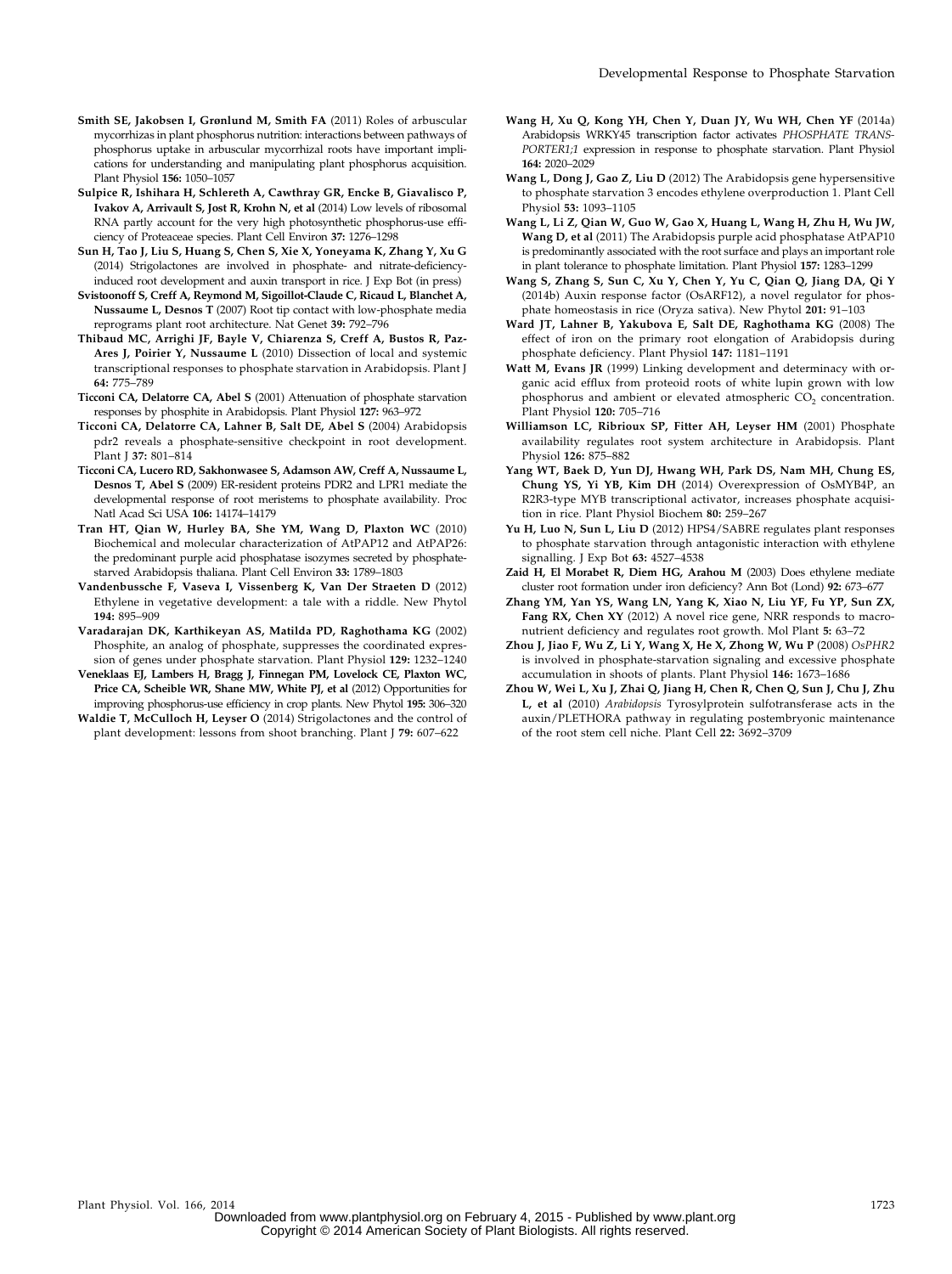**Smith SE, Jakobsen I, Grønlund M, Smith FA** (2011) Roles of arbuscular mycorrhizas in plant phosphorus nutrition: interactions between pathways of phosphorus uptake in arbuscular mycorrhizal roots have important implications for understanding and manipulating plant phosphorus acquisition. Plant Physiol **156:** 1050–1057

**Sulpice R, Ishihara H, Schlereth A, Cawthray GR, Encke B, Giavalisco P, Ivakov A, Arrivault S, Jost R, Krohn N, et al** (2014) Low levels of ribosomal RNA partly account for the very high photosynthetic phosphorus-use efficiency of Proteaceae species. Plant Cell Environ **37:** 1276–1298

**Sun H, Tao J, Liu S, Huang S, Chen S, Xie X, Yoneyama K, Zhang Y, Xu G** (2014) Strigolactones are involved in phosphate- and nitrate-deficiency-induced root development and auxin transport in rice. J Exp Bot (in press)

**Svistoonoff S, Creff A, Reymond M, Sigoillot-Claude C, Ricaud L, Blanchet A, Nussaume L, Desnos T** (2007) Root tip contact with low-phosphate media reprograms plant root architecture. Nat Genet **39:** 792–796

**Thibaud MC, Arrighi JF, Bayle V, Chiarenza S, Creff A, Bustos R, Paz-Ares J, Poirier Y, Nussaume L** (2010) Dissection of local and systemic transcriptional responses to phosphate starvation in Arabidopsis. Plant J **64:** 775–789

**Ticconi CA, Delatorre CA, Abel S** (2001) Attenuation of phosphate starvation responses by phosphite in Arabidopsis. Plant Physiol **127:** 963–972

**Ticconi CA, Delatorre CA, Lahner B, Salt DE, Abel S** (2004) Arabidopsis pdr2 reveals a phosphate-sensitive checkpoint in root development. Plant J **37:** 801–814

**Ticconi CA, Lucero RD, Sakhonwasee S, Adamson AW, Creff A, Nussaume L, Desnos T, Abel S** (2009) ER-resident proteins PDR2 and LPR1 mediate the developmental response of root meristems to phosphate availability. Proc Natl Acad Sci USA **106:** 14174–14179

**Tran HT, Qian W, Hurley BA, She YM, Wang D, Plaxton WC** (2010) Biochemical and molecular characterization of AtPAP12 and AtPAP26: the predominant purple acid phosphatase isozymes secreted by phosphate-starved Arabidopsis thaliana. Plant Cell Environ **33:** 1789–1803

**Vandenbussche F, Vaseva I, Vissenberg K, Van Der Straeten D** (2012) Ethylene in vegetative development: a tale with a riddle. New Phytol **194:** 895–909

**Varadarajan DK, Karthikeyan AS, Matilda PD, Raghothama KG** (2002) Phosphite, an analog of phosphate, suppresses the coordinated expression of genes under phosphate starvation. Plant Physiol **129:** 1232–1240

**Veneklaas EJ, Lambers H, Bragg J, Finnegan PM, Lovelock CE, Plaxton WC, Price CA, Scheible WR, Shane MW, White PJ, et al** (2012) Opportunities for improving phosphorus-use efficiency in crop plants. New Phytol **195:** 306–320

**Waldie T, McCulloch H, Leyser O** (2014) Strigolactones and the control of plant development: lessons from shoot branching. Plant J **79:** 607–622

**Wang H, Xu Q, Kong YH, Chen Y, Duan JY, Wu WH, Chen YF** (2014a) Arabidopsis WRKY45 transcription factor activates *PHOSPHATE TRANSPORTER1;1* expression in response to phosphate starvation. Plant Physiol **164:** 2020–2029

**Wang L, Dong J, Gao Z, Liu D** (2012) The Arabidopsis gene hypersensitive to phosphate starvation 3 encodes ethylene overproduction 1. Plant Cell Physiol **53:** 1093–1105

**Wang L, Li Z, Qian W, Guo W, Gao X, Huang L, Wang H, Zhu H, Wu JW, Wang D, et al** (2011) The Arabidopsis purple acid phosphatase AtPAP10 is predominantly associated with the root surface and plays an important role in plant tolerance to phosphate limitation. Plant Physiol **157:** 1283–1299

**Wang S, Zhang S, Sun C, Xu Y, Chen Y, Yu C, Qian Q, Jiang DA, Qi Y** (2014b) Auxin response factor (OsARF12), a novel regulator for phosphate homeostasis in rice (Oryza sativa). New Phytol **201:** 91–103

**Ward JT, Lahner B, Yakubova E, Salt DE, Raghothama KG** (2008) The effect of iron on the primary root elongation of Arabidopsis during phosphate deficiency. Plant Physiol **147:** 1181–1191

**Watt M, Evans JR** (1999) Linking development and determinacy with organic acid efflux from proteoid roots of white lupin grown with low phosphorus and ambient or elevated atmospheric $CO_2$ concentration. Plant Physiol **120:** 705–716

**Williamson LC, Ribrioux SP, Fitter AH, Leyser HM** (2001) Phosphate availability regulates root system architecture in Arabidopsis. Plant Physiol **126:** 875–882

**Yang WT, Baek D, Yun DJ, Hwang WH, Park DS, Nam MH, Chung ES, Chung YS, Yi YB, Kim DH** (2014) Overexpression of OsMYB4P, an R2R3-type MYB transcriptional activator, increases phosphate acquisition in rice. Plant Physiol Biochem **80:** 259–267

**Yu H, Luo N, Sun L, Liu D** (2012) HPS4/SABRE regulates plant responses to phosphate starvation through antagonistic interaction with ethylene signalling. J Exp Bot **63:** 4527–4538

**Zaid H, El Morabet R, Diem HG, Arahou M** (2003) Does ethylene mediate cluster root formation under iron deficiency? Ann Bot (Lond) **92:** 673–677

**Zhang YM, Yan YS, Wang LN, Yang K, Xiao N, Liu YF, Fu YP, Sun ZX, Fang RX, Chen XY** (2012) A novel rice gene, NRR responds to macronutrient deficiency and regulates root growth. Mol Plant **5:** 63–72

**Zhou J, Jiao F, Wu Z, Li Y, Wang X, He X, Zhong W, Wu P** (2008) *OsPHR2* is involved in phosphate-starvation signaling and excessive phosphate accumulation in shoots of plants. Plant Physiol **146:** 1673–1686

**Zhou W, Wei L, Xu J, Zhai Q, Jiang H, Chen R, Chen Q, Sun J, Chu J, Zhu L, et al** (2010) *Arabidopsis* Tyrosylprotein sulfotransferase acts in the auxin/PLETHORA pathway in regulating postembryonic maintenance of the root stem cell niche. Plant Cell **22:** 3692–3709